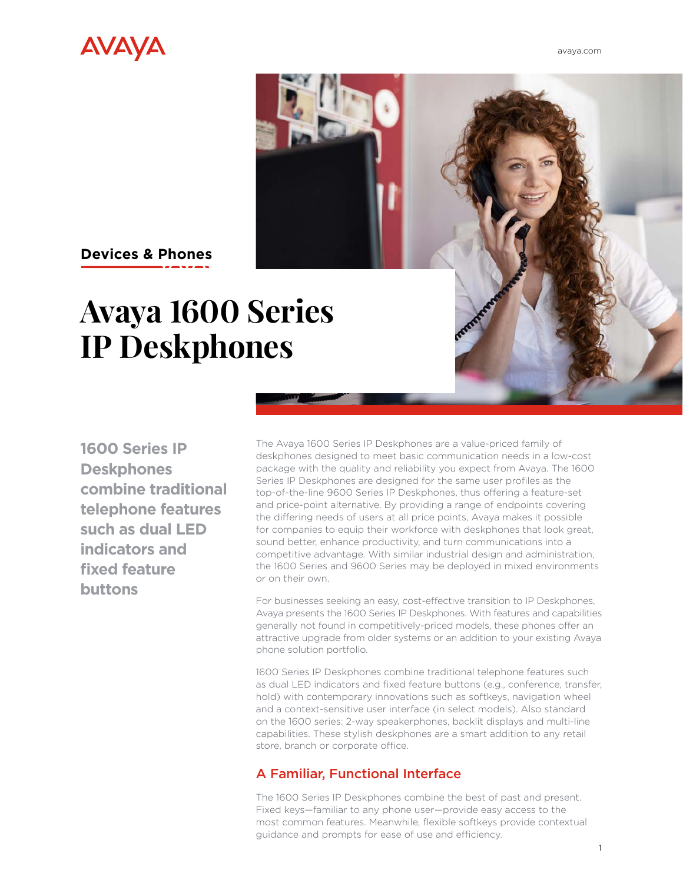AVAYA

avaya.com

**Devices & Phones**

# Avaya 1600 Series IP Deskphones

**1600 Series IP Deskphones combine traditional telephone features such as dual LED indicators and fixed feature buttons**

The Avaya 1600 Series IP Deskphones are a value-priced family of deskphones designed to meet basic communication needs in a low-cost package with the quality and reliability you expect from Avaya. The 1600 Series IP Deskphones are designed for the same user profiles as the top-of-the-line 9600 Series IP Deskphones, thus offering a feature-set and price-point alternative. By providing a range of endpoints covering the differing needs of users at all price points, Avaya makes it possible for companies to equip their workforce with deskphones that look great, sound better, enhance productivity, and turn communications into a competitive advantage. With similar industrial design and administration, the 1600 Series and 9600 Series may be deployed in mixed environments or on their own.

For businesses seeking an easy, cost-effective transition to IP Deskphones, Avaya presents the 1600 Series IP Deskphones. With features and capabilities generally not found in competitively-priced models, these phones offer an attractive upgrade from older systems or an addition to your existing Avaya phone solution portfolio.

1600 Series IP Deskphones combine traditional telephone features such as dual LED indicators and fixed feature buttons (e.g., conference, transfer, hold) with contemporary innovations such as softkeys, navigation wheel and a context-sensitive user interface (in select models). Also standard on the 1600 series: 2-way speakerphones, backlit displays and multi-line capabilities. These stylish deskphones are a smart addition to any retail store, branch or corporate office.

## A Familiar, Functional Interface

The 1600 Series IP Deskphones combine the best of past and present. Fixed keys—familiar to any phone user—provide easy access to the most common features. Meanwhile, flexible softkeys provide contextual guidance and prompts for ease of use and efficiency.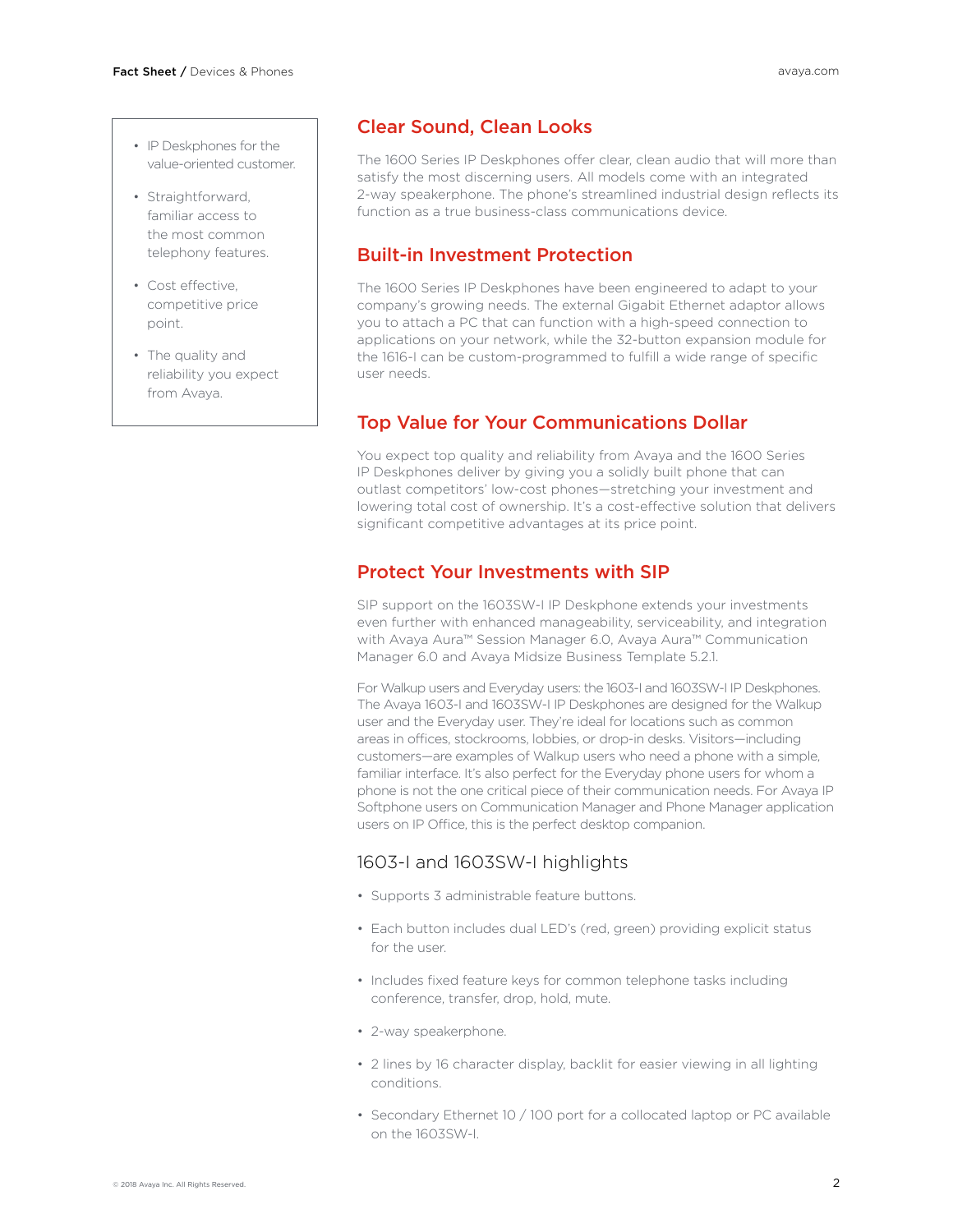- IP Deskphones for the value-oriented customer.
- Straightforward, familiar access to the most common telephony features.
- Cost effective, competitive price point.
- The quality and reliability you expect from Avaya.

## Clear Sound, Clean Looks

The 1600 Series IP Deskphones offer clear, clean audio that will more than satisfy the most discerning users. All models come with an integrated 2-way speakerphone. The phone's streamlined industrial design reflects its function as a true business-class communications device.

## Built-in Investment Protection

The 1600 Series IP Deskphones have been engineered to adapt to your company's growing needs. The external Gigabit Ethernet adaptor allows you to attach a PC that can function with a high-speed connection to applications on your network, while the 32-button expansion module for the 1616-I can be custom-programmed to fulfill a wide range of specific user needs.

## Top Value for Your Communications Dollar

You expect top quality and reliability from Avaya and the 1600 Series IP Deskphones deliver by giving you a solidly built phone that can outlast competitors' low-cost phones—stretching your investment and lowering total cost of ownership. It's a cost-effective solution that delivers significant competitive advantages at its price point.

## Protect Your Investments with SIP

SIP support on the 1603SW-I IP Deskphone extends your investments even further with enhanced manageability, serviceability, and integration with Avaya Aura™ Session Manager 6.0, Avaya Aura™ Communication Manager 6.0 and Avaya Midsize Business Template 5.2.1.

For Walkup users and Everyday users: the 1603-I and 1603SW-I IP Deskphones. The Avaya 1603-I and 1603SW-I IP Deskphones are designed for the Walkup user and the Everyday user. They're ideal for locations such as common areas in offices, stockrooms, lobbies, or drop-in desks. Visitors—including customers—are examples of Walkup users who need a phone with a simple, familiar interface. It's also perfect for the Everyday phone users for whom a phone is not the one critical piece of their communication needs. For Avaya IP Softphone users on Communication Manager and Phone Manager application users on IP Office, this is the perfect desktop companion.

### 1603-I and 1603SW-I highlights

- Supports 3 administrable feature buttons.
- Each button includes dual LED's (red, green) providing explicit status for the user.
- Includes fixed feature keys for common telephone tasks including conference, transfer, drop, hold, mute.
- 2-way speakerphone.
- 2 lines by 16 character display, backlit for easier viewing in all lighting conditions.
- Secondary Ethernet 10 / 100 port for a collocated laptop or PC available on the 1603SW-I.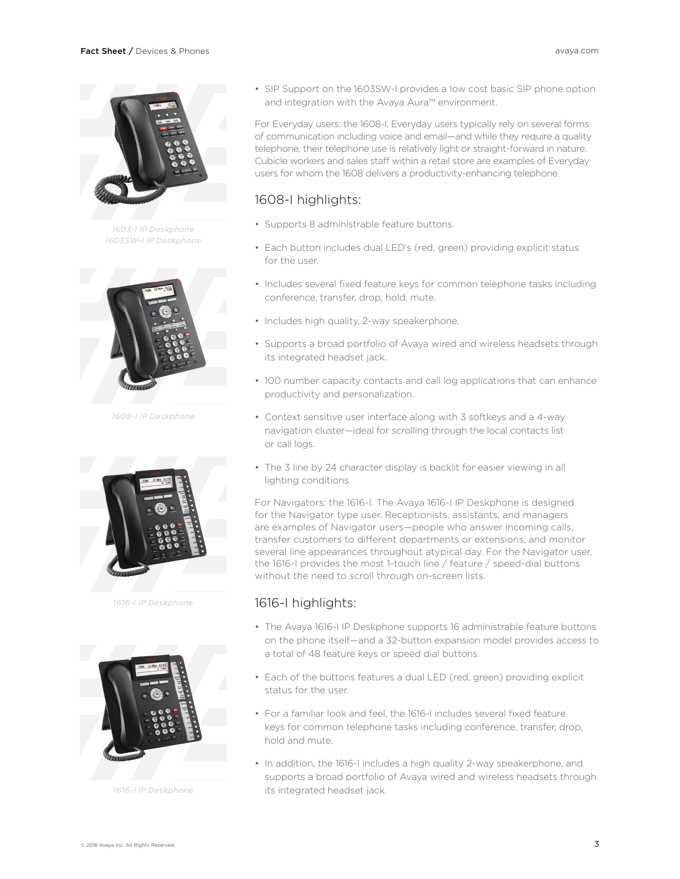1603-I IP Deskphone
1603SW-I IP Deskphone

- SIP Support on the 1603SW-I provides a low cost basic SIP phone option and integration with the Avaya Aura™ environment.

For Everyday users: the 1608-I. Everyday users typically rely on several forms of communication including voice and email—and while they require a quality telephone, their telephone use is relatively light or straight-forward in nature. Cubicle workers and sales staff within a retail store are examples of Everyday users for whom the 1608 delivers a productivity-enhancing telephone.

1608-I IP Deskphone

## 1608-I highlights:

- Supports 8 administrable feature buttons.
- Each button includes dual LED's (red, green) providing explicit status for the user.
- Includes several fixed feature keys for common telephone tasks including conference, transfer, drop, hold, mute.
- Includes high quality, 2-way speakerphone.
- Supports a broad portfolio of Avaya wired and wireless headsets through its integrated headset jack.
- 100 number capacity contacts and call log applications that can enhance productivity and personalization.
- Context sensitive user interface along with 3 softkeys and a 4-way navigation cluster—ideal for scrolling through the local contacts list or call logs.
- The 3 line by 24 character display is backlit for easier viewing in all lighting conditions.

For Navigators: the 1616-I. The Avaya 1616-I IP Deskphone is designed for the Navigator type user. Receptionists, assistants, and managers are examples of Navigator users—people who answer incoming calls, transfer customers to different departments or extensions, and monitor several line appearances throughout atypical day. For the Navigator user, the 1616-I provides the most 1-touch line / feature / speed-dial buttons without the need to scroll through on-screen lists.

1616-I IP Deskphone

## 1616-I highlights:

- The Avaya 1616-I IP Deskphone supports 16 administrable feature buttons on the phone itself—and a 32-button expansion model provides access to a total of 48 feature keys or speed dial buttons.
- Each of the buttons features a dual LED (red, green) providing explicit status for the user.
- For a familiar look and feel, the 1616-I includes several fixed feature keys for common telephone tasks including conference, transfer, drop, hold and mute.
- In addition, the 1616-I includes a high quality 2-way speakerphone, and supports a broad portfolio of Avaya wired and wireless headsets through its integrated headset jack.

1616-I IP Deskphone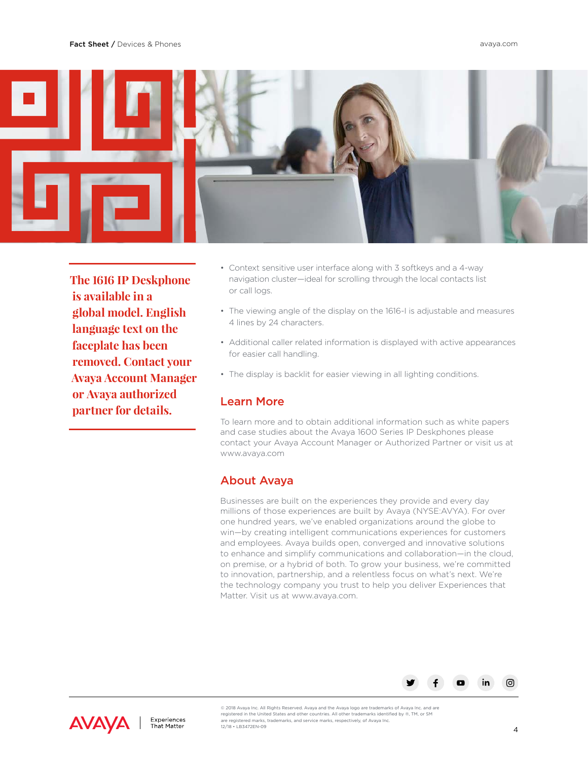**The 1616 IP Deskphone is available in a global model. English language text on the faceplate has been removed. Contact your Avaya Account Manager or Avaya authorized partner for details.**

- Context sensitive user interface along with 3 softkeys and a 4-way navigation cluster—ideal for scrolling through the local contacts list or call logs.
- The viewing angle of the display on the 1616-I is adjustable and measures 4 lines by 24 characters.
- Additional caller related information is displayed with active appearances for easier call handling.
- The display is backlit for easier viewing in all lighting conditions.

## Learn More

To learn more and to obtain additional information such as white papers and case studies about the Avaya 1600 Series IP Deskphones please contact your Avaya Account Manager or Authorized Partner or visit us at www.avaya.com

## About Avaya

Businesses are built on the experiences they provide and every day millions of those experiences are built by Avaya (NYSE:AVYA). For over one hundred years, we've enabled organizations around the globe to win—by creating intelligent communications experiences for customers and employees. Avaya builds open, converged and innovative solutions to enhance and simplify communications and collaboration—in the cloud, on premise, or a hybrid of both. To grow your business, we're committed to innovation, partnership, and a relentless focus on what's next. We're the technology company you trust to help you deliver Experiences that Matter. Visit us at www.avaya.com.

AVAYA | Experiences That Matter

© 2018 Avaya Inc. All Rights Reserved. Avaya and the Avaya logo are trademarks of Avaya Inc. and are registered in the United States and other countries. All other trademarks identified by ®, TM, or SM are registered marks, trademarks, and service marks, respectively, of Avaya Inc.
12/18 • LB3472EN-09